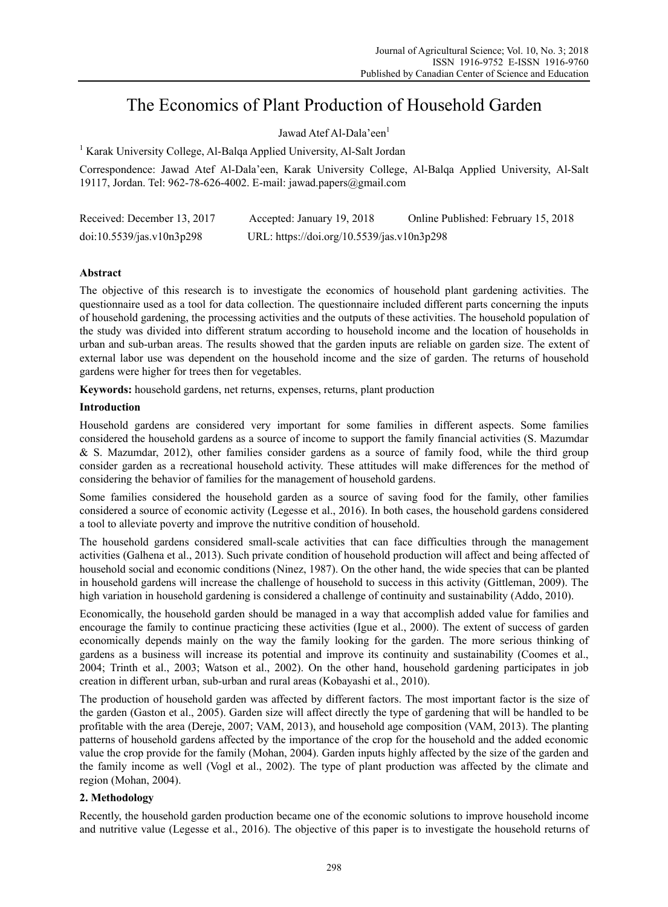# The Economics of Plant Production of Household Garden

Jawad Atef Al-Dala'een[1]

[1] Karak University College, Al-Balqa Applied University, Al-Salt Jordan

Correspondence: Jawad Atef Al-Dala'een, Karak University College, Al-Balqa Applied University, Al-Salt 19117, Jordan. Tel: 962-78-626-4002. E-mail: jawad.papers@gmail.com

Received: December 13, 2017 Accepted: January 19, 2018 Online Published: February 15, 2018

doi:10.5539/jas.v10n3p298 URL: https://doi.org/10.5539/jas.v10n3p298

## Abstract

The objective of this research is to investigate the economics of household plant gardening activities. The questionnaire used as a tool for data collection. The questionnaire included different parts concerning the inputs of household gardening, the processing activities and the outputs of these activities. The household population of the study was divided into different stratum according to household income and the location of households in urban and sub-urban areas. The results showed that the garden inputs are reliable on garden size. The extent of external labor use was dependent on the household income and the size of garden. The returns of household gardens were higher for trees then for vegetables.

**Keywords:** household gardens, net returns, expenses, returns, plant production

## Introduction

Household gardens are considered very important for some families in different aspects. Some families considered the household gardens as a source of income to support the family financial activities (S. Mazumdar & S. Mazumdar, 2012), other families consider gardens as a source of family food, while the third group consider garden as a recreational household activity. These attitudes will make differences for the method of considering the behavior of families for the management of household gardens.

Some families considered the household garden as a source of saving food for the family, other families considered a source of economic activity (Legesse et al., 2016). In both cases, the household gardens considered a tool to alleviate poverty and improve the nutritive condition of household.

The household gardens considered small-scale activities that can face difficulties through the management activities (Galhena et al., 2013). Such private condition of household production will affect and being affected of household social and economic conditions (Ninez, 1987). On the other hand, the wide species that can be planted in household gardens will increase the challenge of household to success in this activity (Gittleman, 2009). The high variation in household gardening is considered a challenge of continuity and sustainability (Addo, 2010).

Economically, the household garden should be managed in a way that accomplish added value for families and encourage the family to continue practicing these activities (Igue et al., 2000). The extent of success of garden economically depends mainly on the way the family looking for the garden. The more serious thinking of gardens as a business will increase its potential and improve its continuity and sustainability (Coomes et al., 2004; Trinth et al., 2003; Watson et al., 2002). On the other hand, household gardening participates in job creation in different urban, sub-urban and rural areas (Kobayashi et al., 2010).

The production of household garden was affected by different factors. The most important factor is the size of the garden (Gaston et al., 2005). Garden size will affect directly the type of gardening that will be handled to be profitable with the area (Dereje, 2007; VAM, 2013), and household age composition (VAM, 2013). The planting patterns of household gardens affected by the importance of the crop for the household and the added economic value the crop provide for the family (Mohan, 2004). Garden inputs highly affected by the size of the garden and the family income as well (Vogl et al., 2002). The type of plant production was affected by the climate and region (Mohan, 2004).

## 2. Methodology

Recently, the household garden production became one of the economic solutions to improve household income and nutritive value (Legesse et al., 2016). The objective of this paper is to investigate the household returns of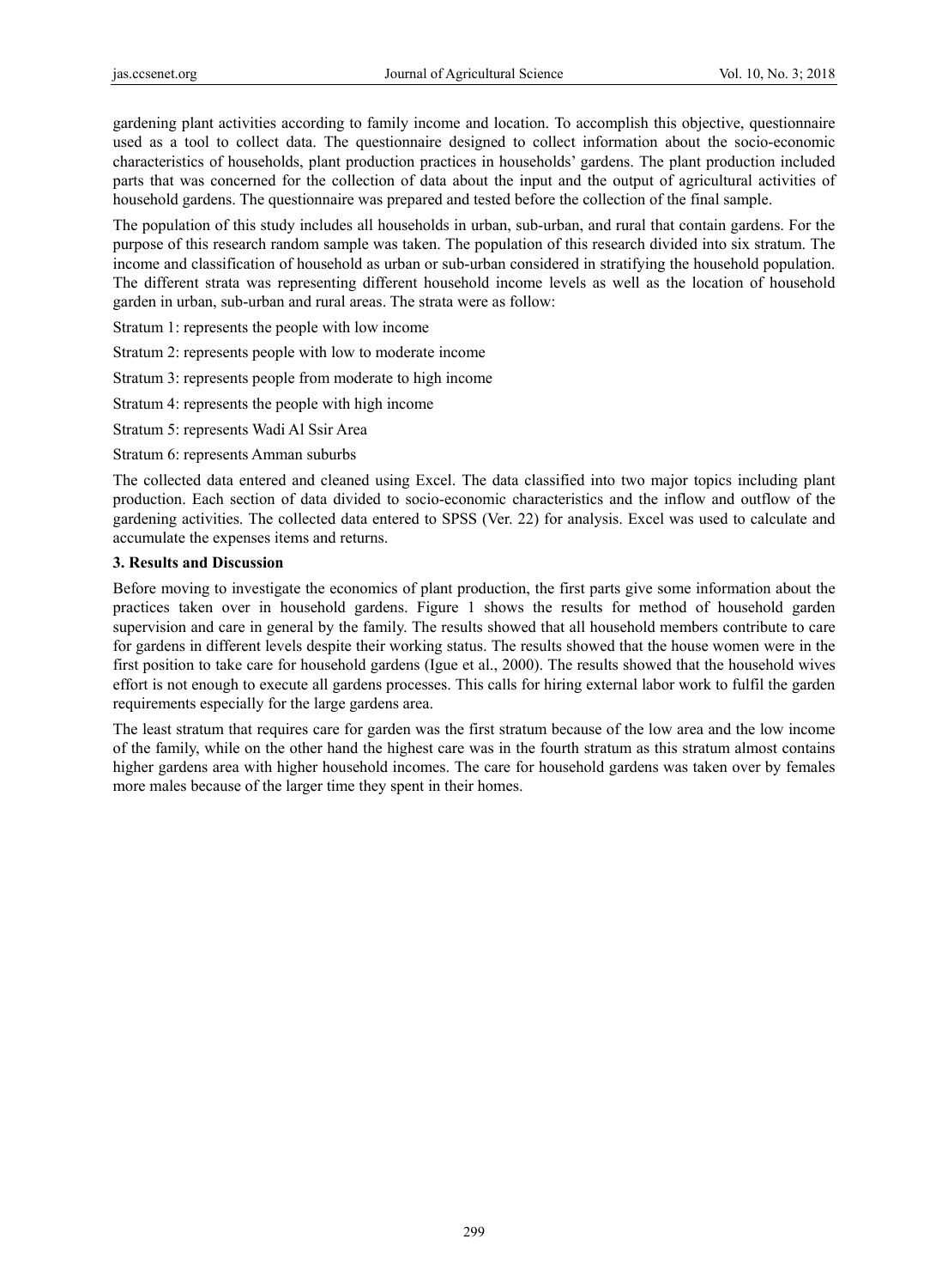gardening plant activities according to family income and location. To accomplish this objective, questionnaire used as a tool to collect data. The questionnaire designed to collect information about the socio-economic characteristics of households, plant production practices in households' gardens. The plant production included parts that was concerned for the collection of data about the input and the output of agricultural activities of household gardens. The questionnaire was prepared and tested before the collection of the final sample.

The population of this study includes all households in urban, sub-urban, and rural that contain gardens. For the purpose of this research random sample was taken. The population of this research divided into six stratum. The income and classification of household as urban or sub-urban considered in stratifying the household population. The different strata was representing different household income levels as well as the location of household garden in urban, sub-urban and rural areas. The strata were as follow:

Stratum 1: represents the people with low income

Stratum 2: represents people with low to moderate income

Stratum 3: represents people from moderate to high income

Stratum 4: represents the people with high income

Stratum 5: represents Wadi Al Ssir Area

Stratum 6: represents Amman suburbs

The collected data entered and cleaned using Excel. The data classified into two major topics including plant production. Each section of data divided to socio-economic characteristics and the inflow and outflow of the gardening activities. The collected data entered to SPSS (Ver. 22) for analysis. Excel was used to calculate and accumulate the expenses items and returns.

## 3. Results and Discussion

Before moving to investigate the economics of plant production, the first parts give some information about the practices taken over in household gardens. Figure 1 shows the results for method of household garden supervision and care in general by the family. The results showed that all household members contribute to care for gardens in different levels despite their working status. The results showed that the house women were in the first position to take care for household gardens (Igue et al., 2000). The results showed that the household wives effort is not enough to execute all gardens processes. This calls for hiring external labor work to fulfil the garden requirements especially for the large gardens area.

The least stratum that requires care for garden was the first stratum because of the low area and the low income of the family, while on the other hand the highest care was in the fourth stratum as this stratum almost contains higher gardens area with higher household incomes. The care for household gardens was taken over by females more males because of the larger time they spent in their homes.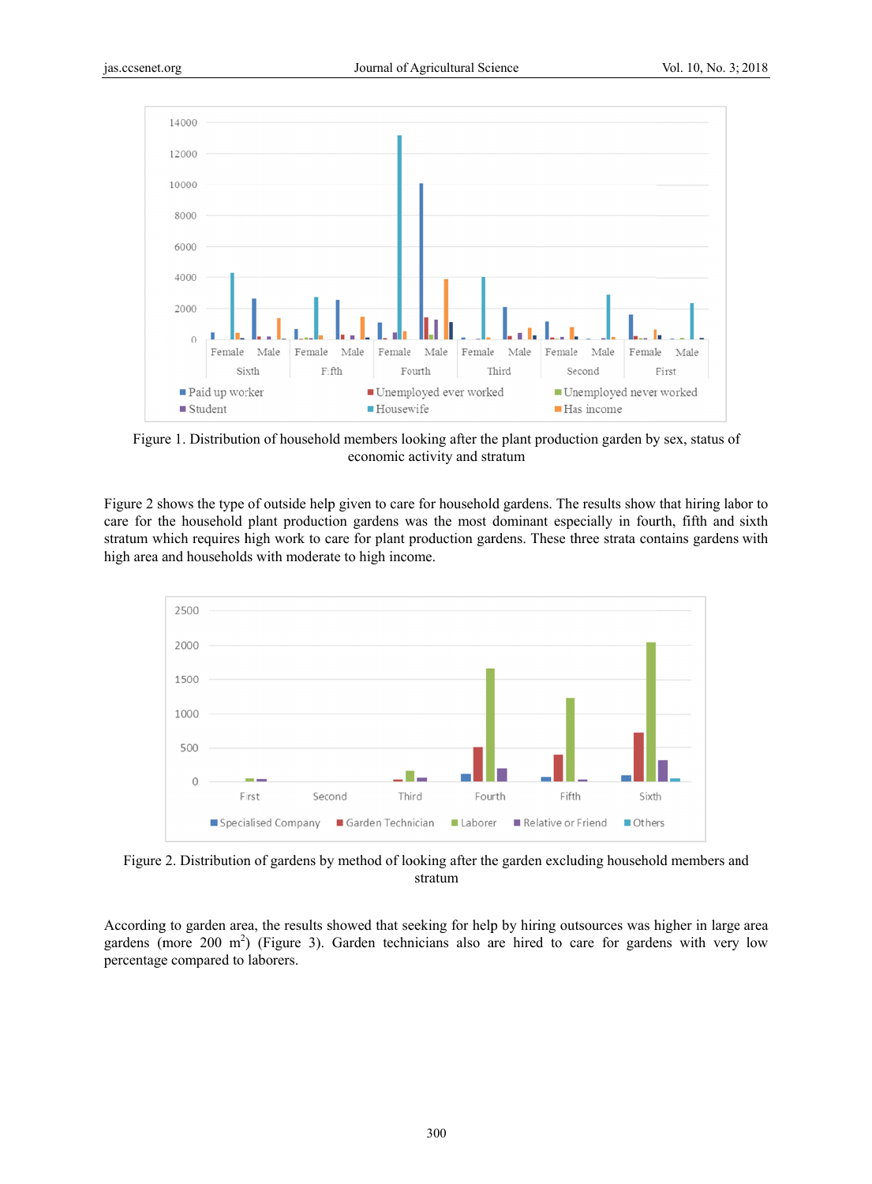Figure 1. Distribution of household members looking after the plant production garden by sex, status of economic activity and stratum

Figure 2 shows the type of outside help given to care for household gardens. The results show that hiring labor to care for the household plant production gardens was the most dominant especially in fourth, fifth and sixth stratum which requires high work to care for plant production gardens. These three strata contains gardens with high area and households with moderate to high income.

Figure 2. Distribution of gardens by method of looking after the garden excluding household members and stratum

According to garden area, the results showed that seeking for help by hiring outsources was higher in large area gardens (more 200 $m^2$) (Figure 3). Garden technicians also are hired to care for gardens with very low percentage compared to laborers.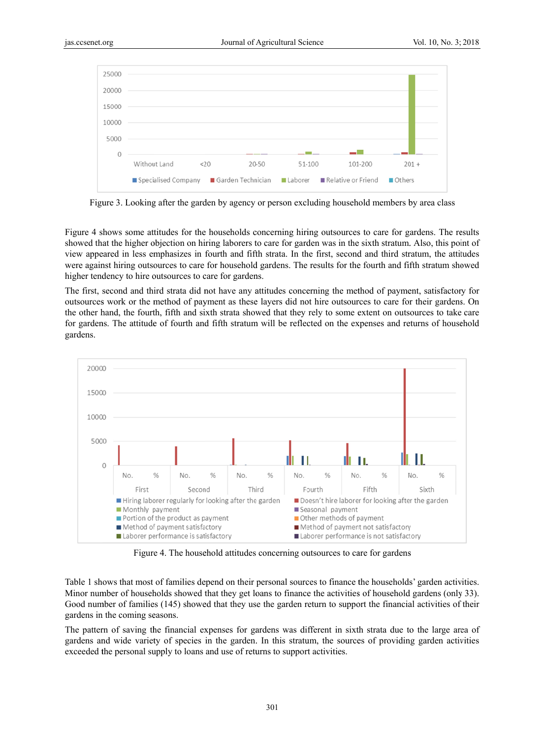Figure 3. Looking after the garden by agency or person excluding household members by area class

Figure 4 shows some attitudes for the households concerning hiring outsources to care for gardens. The results showed that the higher objection on hiring laborers to care for garden was in the sixth stratum. Also, this point of view appeared in less emphasizes in fourth and fifth strata. In the first, second and third stratum, the attitudes were against hiring outsources to care for household gardens. The results for the fourth and fifth stratum showed higher tendency to hire outsources to care for gardens.

The first, second and third strata did not have any attitudes concerning the method of payment, satisfactory for outsources work or the method of payment as these layers did not hire outsources to care for their gardens. On the other hand, the fourth, fifth and sixth strata showed that they rely to some extent on outsources to take care for gardens. The attitude of fourth and fifth stratum will be reflected on the expenses and returns of household gardens.

Figure 4. The household attitudes concerning outsources to care for gardens

Table 1 shows that most of families depend on their personal sources to finance the households' garden activities. Minor number of households showed that they get loans to finance the activities of household gardens (only 33). Good number of families (145) showed that they use the garden return to support the financial activities of their gardens in the coming seasons.

The pattern of saving the financial expenses for gardens was different in sixth strata due to the large area of gardens and wide variety of species in the garden. In this stratum, the sources of providing garden activities exceeded the personal supply to loans and use of returns to support activities.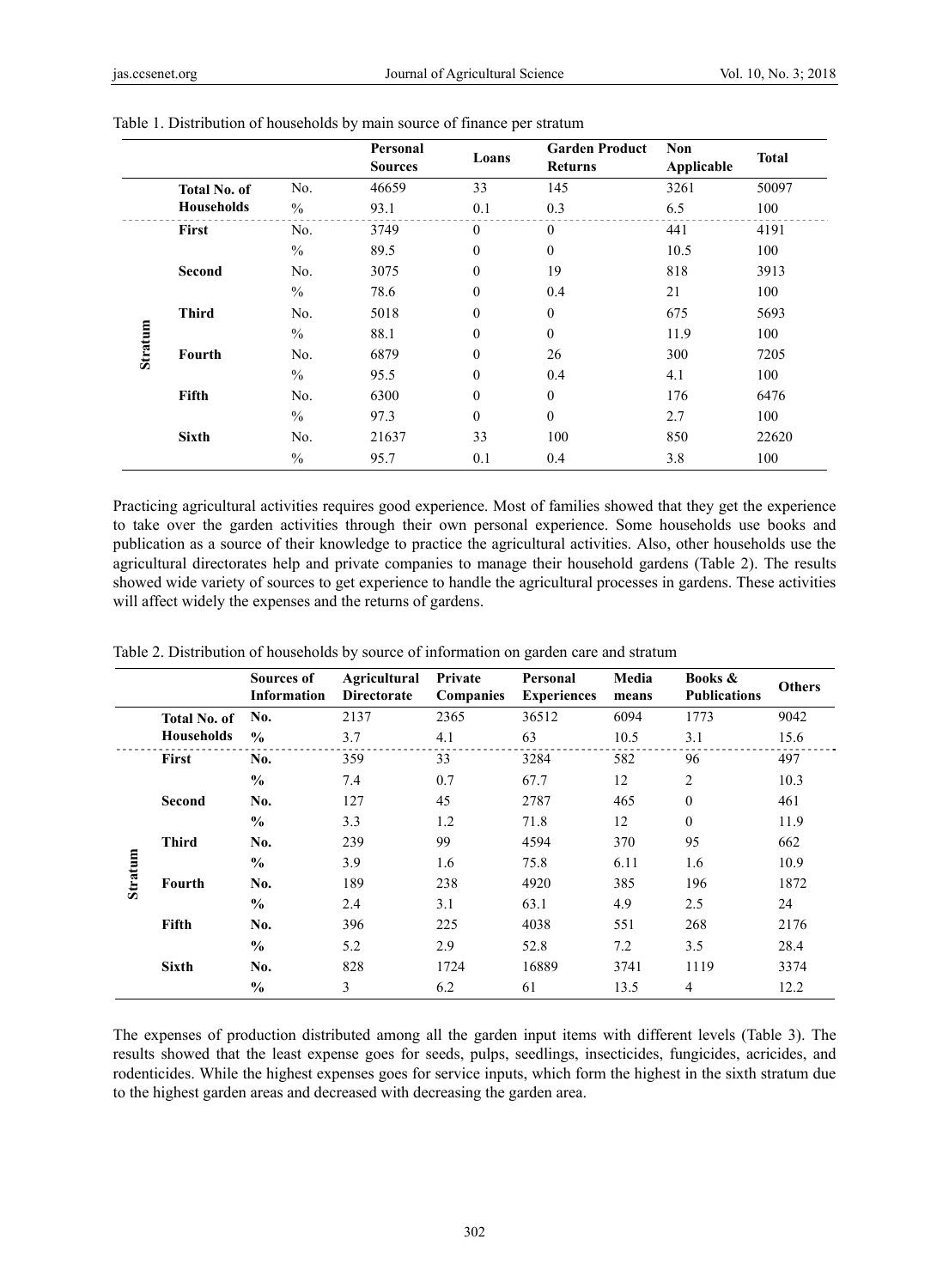Table 1. Distribution of households by main source of finance per stratum

| | | | Personal Sources | Loans | Garden Product Returns | Non Applicable | Total |
|---|---|---|---|---|---|---|---|
| | **Total No. of Households** | No. | 46659 | 33 | 145 | 3261 | 50097 |
| | | % | 93.1 | 0.1 | 0.3 | 6.5 | 100 |
| **Stratum** | **First** | No. | 3749 | 0 | 0 | 441 | 4191 |
| | | % | 89.5 | 0 | 0 | 10.5 | 100 |
| | **Second** | No. | 3075 | 0 | 19 | 818 | 3913 |
| | | % | 78.6 | 0 | 0.4 | 21 | 100 |
| | **Third** | No. | 5018 | 0 | 0 | 675 | 5693 |
| | | % | 88.1 | 0 | 0 | 11.9 | 100 |
| | **Fourth** | No. | 6879 | 0 | 26 | 300 | 7205 |
| | | % | 95.5 | 0 | 0.4 | 4.1 | 100 |
| | **Fifth** | No. | 6300 | 0 | 0 | 176 | 6476 |
| | | % | 97.3 | 0 | 0 | 2.7 | 100 |
| | **Sixth** | No. | 21637 | 33 | 100 | 850 | 22620 |
| | | % | 95.7 | 0.1 | 0.4 | 3.8 | 100 |

Practicing agricultural activities requires good experience. Most of families showed that they get the experience to take over the garden activities through their own personal experience. Some households use books and publication as a source of their knowledge to practice the agricultural activities. Also, other households use the agricultural directorates help and private companies to manage their household gardens (Table 2). The results showed wide variety of sources to get experience to handle the agricultural processes in gardens. These activities will affect widely the expenses and the returns of gardens.

Table 2. Distribution of households by source of information on garden care and stratum

| | | Sources of Information | Agricultural Directorate | Private Companies | Personal Experiences | Media means | Books & Publications | Others |
|---|---|---|---|---|---|---|---|---|
| | **Total No. of Households** | **No.** | 2137 | 2365 | 36512 | 6094 | 1773 | 9042 |
| | | **%** | 3.7 | 4.1 | 63 | 10.5 | 3.1 | 15.6 |
| **Stratum** | **First** | **No.** | 359 | 33 | 3284 | 582 | 96 | 497 |
| | | **%** | 7.4 | 0.7 | 67.7 | 12 | 2 | 10.3 |
| | **Second** | **No.** | 127 | 45 | 2787 | 465 | 0 | 461 |
| | | **%** | 3.3 | 1.2 | 71.8 | 12 | 0 | 11.9 |
| | **Third** | **No.** | 239 | 99 | 4594 | 370 | 95 | 662 |
| | | **%** | 3.9 | 1.6 | 75.8 | 6.11 | 1.6 | 10.9 |
| | **Fourth** | **No.** | 189 | 238 | 4920 | 385 | 196 | 1872 |
| | | **%** | 2.4 | 3.1 | 63.1 | 4.9 | 2.5 | 24 |
| | **Fifth** | **No.** | 396 | 225 | 4038 | 551 | 268 | 2176 |
| | | **%** | 5.2 | 2.9 | 52.8 | 7.2 | 3.5 | 28.4 |
| | **Sixth** | **No.** | 828 | 1724 | 16889 | 3741 | 1119 | 3374 |
| | | **%** | 3 | 6.2 | 61 | 13.5 | 4 | 12.2 |

The expenses of production distributed among all the garden input items with different levels (Table 3). The results showed that the least expense goes for seeds, pulps, seedlings, insecticides, fungicides, acricides, and rodenticides. While the highest expenses goes for service inputs, which form the highest in the sixth stratum due to the highest garden areas and decreased with decreasing the garden area.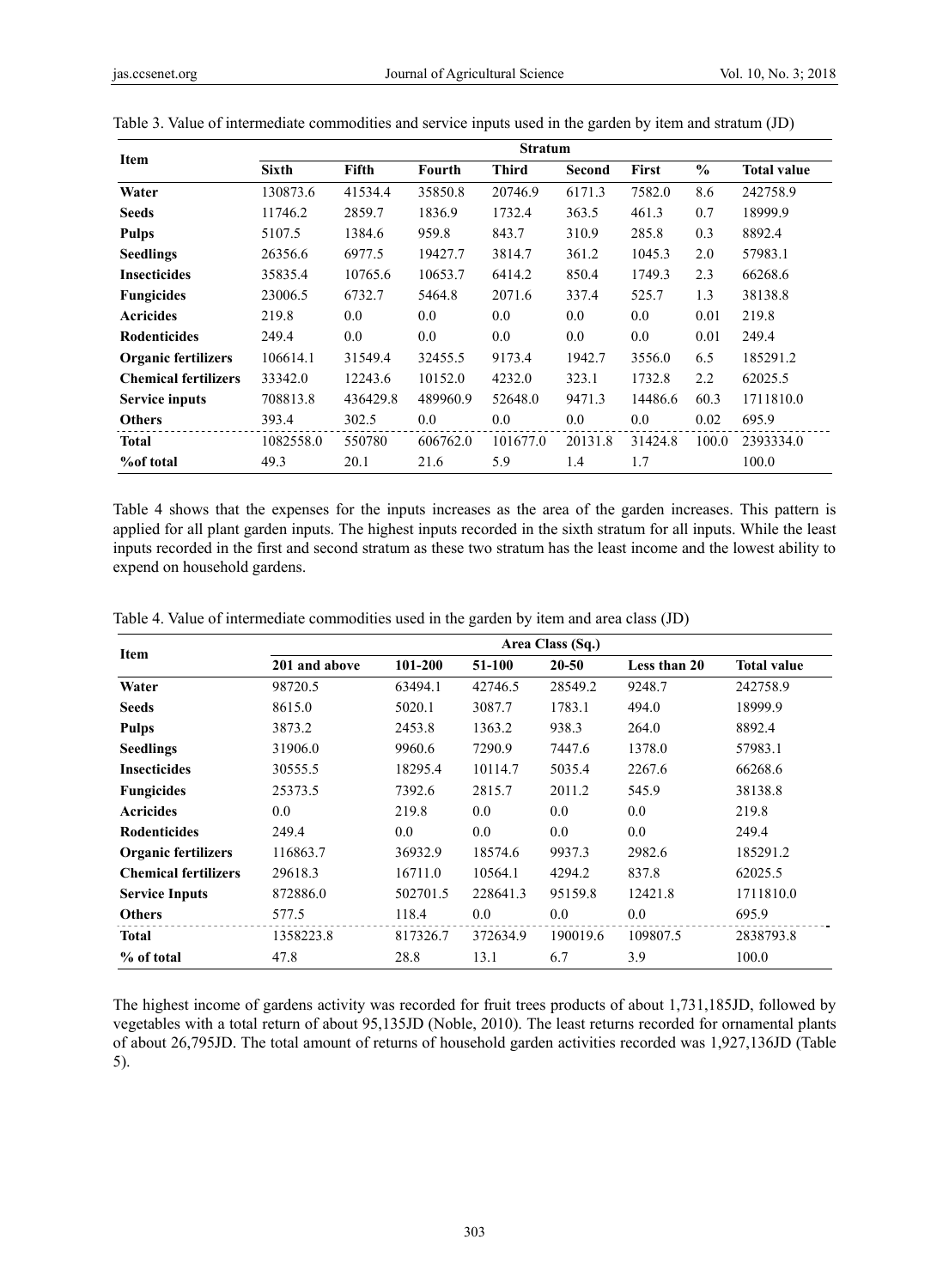Table 3. Value of intermediate commodities and service inputs used in the garden by item and stratum (JD)

| Item | Stratum | | | | | | | |
|---|---|---|---|---|---|---|---|---|
| | Sixth | Fifth | Fourth | Third | Second | First | % | Total value |
| **Water** | 130873.6 | 41534.4 | 35850.8 | 20746.9 | 6171.3 | 7582.0 | 8.6 | 242758.9 |
| **Seeds** | 11746.2 | 2859.7 | 1836.9 | 1732.4 | 363.5 | 461.3 | 0.7 | 18999.9 |
| **Pulps** | 5107.5 | 1384.6 | 959.8 | 843.7 | 310.9 | 285.8 | 0.3 | 8892.4 |
| **Seedlings** | 26356.6 | 6977.5 | 19427.7 | 3814.7 | 361.2 | 1045.3 | 2.0 | 57983.1 |
| **Insecticides** | 35835.4 | 10765.6 | 10653.7 | 6414.2 | 850.4 | 1749.3 | 2.3 | 66268.6 |
| **Fungicides** | 23006.5 | 6732.7 | 5464.8 | 2071.6 | 337.4 | 525.7 | 1.3 | 38138.8 |
| **Acricides** | 219.8 | 0.0 | 0.0 | 0.0 | 0.0 | 0.0 | 0.01 | 219.8 |
| **Rodenticides** | 249.4 | 0.0 | 0.0 | 0.0 | 0.0 | 0.0 | 0.01 | 249.4 |
| **Organic fertilizers** | 106614.1 | 31549.4 | 32455.5 | 9173.4 | 1942.7 | 3556.0 | 6.5 | 185291.2 |
| **Chemical fertilizers** | 33342.0 | 12243.6 | 10152.0 | 4232.0 | 323.1 | 1732.8 | 2.2 | 62025.5 |
| **Service inputs** | 708813.8 | 436429.8 | 489960.9 | 52648.0 | 9471.3 | 14486.6 | 60.3 | 1711810.0 |
| **Others** | 393.4 | 302.5 | 0.0 | 0.0 | 0.0 | 0.0 | 0.02 | 695.9 |
| **Total** | 1082558.0 | 550780 | 606762.0 | 101677.0 | 20131.8 | 31424.8 | 100.0 | 2393334.0 |
| **%of total** | 49.3 | 20.1 | 21.6 | 5.9 | 1.4 | 1.7 | | 100.0 |

Table 4 shows that the expenses for the inputs increases as the area of the garden increases. This pattern is applied for all plant garden inputs. The highest inputs recorded in the sixth stratum for all inputs. While the least inputs recorded in the first and second stratum as these two stratum has the least income and the lowest ability to expend on household gardens.

Table 4. Value of intermediate commodities used in the garden by item and area class (JD)

| Item | Area Class (Sq.) | | | | | |
|---|---|---|---|---|---|---|
| | 201 and above | 101-200 | 51-100 | 20-50 | Less than 20 | Total value |
| **Water** | 98720.5 | 63494.1 | 42746.5 | 28549.2 | 9248.7 | 242758.9 |
| **Seeds** | 8615.0 | 5020.1 | 3087.7 | 1783.1 | 494.0 | 18999.9 |
| **Pulps** | 3873.2 | 2453.8 | 1363.2 | 938.3 | 264.0 | 8892.4 |
| **Seedlings** | 31906.0 | 9960.6 | 7290.9 | 7447.6 | 1378.0 | 57983.1 |
| **Insecticides** | 30555.5 | 18295.4 | 10114.7 | 5035.4 | 2267.6 | 66268.6 |
| **Fungicides** | 25373.5 | 7392.6 | 2815.7 | 2011.2 | 545.9 | 38138.8 |
| **Acricides** | 0.0 | 219.8 | 0.0 | 0.0 | 0.0 | 219.8 |
| **Rodenticides** | 249.4 | 0.0 | 0.0 | 0.0 | 0.0 | 249.4 |
| **Organic fertilizers** | 116863.7 | 36932.9 | 18574.6 | 9937.3 | 2982.6 | 185291.2 |
| **Chemical fertilizers** | 29618.3 | 16711.0 | 10564.1 | 4294.2 | 837.8 | 62025.5 |
| **Service Inputs** | 872886.0 | 502701.5 | 228641.3 | 95159.8 | 12421.8 | 1711810.0 |
| **Others** | 577.5 | 118.4 | 0.0 | 0.0 | 0.0 | 695.9 |
| **Total** | 1358223.8 | 817326.7 | 372634.9 | 190019.6 | 109807.5 | 2838793.8 |
| **% of total** | 47.8 | 28.8 | 13.1 | 6.7 | 3.9 | 100.0 |

The highest income of gardens activity was recorded for fruit trees products of about 1,731,185JD, followed by vegetables with a total return of about 95,135JD (Noble, 2010). The least returns recorded for ornamental plants of about 26,795JD. The total amount of returns of household garden activities recorded was 1,927,136JD (Table 5).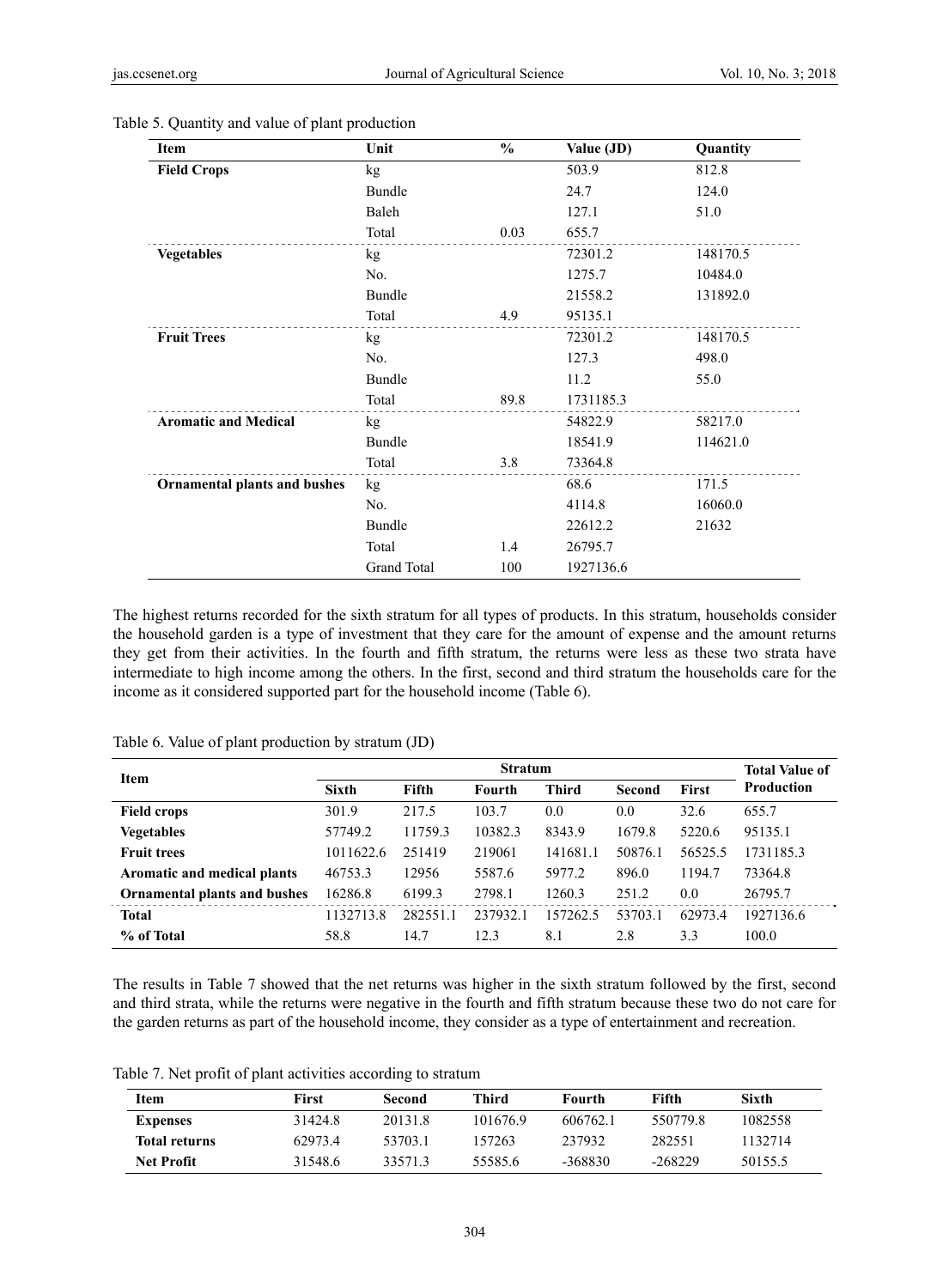Table 5. Quantity and value of plant production

| Item | Unit | % | Value (JD) | Quantity |
|---|---|---|---|---|
| **Field Crops** | kg | | 503.9 | 812.8 |
| | Bundle | | 24.7 | 124.0 |
| | Baleh | | 127.1 | 51.0 |
| | Total | 0.03 | 655.7 | |
| **Vegetables** | kg | | 72301.2 | 148170.5 |
| | No. | | 1275.7 | 10484.0 |
| | Bundle | | 21558.2 | 131892.0 |
| | Total | 4.9 | 95135.1 | |
| **Fruit Trees** | kg | | 72301.2 | 148170.5 |
| | No. | | 127.3 | 498.0 |
| | Bundle | | 11.2 | 55.0 |
| | Total | 89.8 | 1731185.3 | |
| **Aromatic and Medical** | kg | | 54822.9 | 58217.0 |
| | Bundle | | 18541.9 | 114621.0 |
| | Total | 3.8 | 73364.8 | |
| **Ornamental plants and bushes** | kg | | 68.6 | 171.5 |
| | No. | | 4114.8 | 16060.0 |
| | Bundle | | 22612.2 | 21632 |
| | Total | 1.4 | 26795.7 | |
| | Grand Total | 100 | 1927136.6 | |

The highest returns recorded for the sixth stratum for all types of products. In this stratum, households consider the household garden is a type of investment that they care for the amount of expense and the amount returns they get from their activities. In the fourth and fifth stratum, the returns were less as these two strata have intermediate to high income among the others. In the first, second and third stratum the households care for the income as it considered supported part for the household income (Table 6).

Table 6. Value of plant production by stratum (JD)

| Item | Stratum | | | | | | Total Value of Production |
|---|---|---|---|---|---|---|---|
| | Sixth | Fifth | Fourth | Third | Second | First | |
| **Field crops** | 301.9 | 217.5 | 103.7 | 0.0 | 0.0 | 32.6 | 655.7 |
| **Vegetables** | 57749.2 | 11759.3 | 10382.3 | 8343.9 | 1679.8 | 5220.6 | 95135.1 |
| **Fruit trees** | 1011622.6 | 251419 | 219061 | 141681.1 | 50876.1 | 56525.5 | 1731185.3 |
| **Aromatic and medical plants** | 46753.3 | 12956 | 5587.6 | 5977.2 | 896.0 | 1194.7 | 73364.8 |
| **Ornamental plants and bushes** | 16286.8 | 6199.3 | 2798.1 | 1260.3 | 251.2 | 0.0 | 26795.7 |
| **Total** | 1132713.8 | 282551.1 | 237932.1 | 157262.5 | 53703.1 | 62973.4 | 1927136.6 |
| **% of Total** | 58.8 | 14.7 | 12.3 | 8.1 | 2.8 | 3.3 | 100.0 |

The results in Table 7 showed that the net returns was higher in the sixth stratum followed by the first, second and third strata, while the returns were negative in the fourth and fifth stratum because these two do not care for the garden returns as part of the household income, they consider as a type of entertainment and recreation.

Table 7. Net profit of plant activities according to stratum

| Item | First | Second | Third | Fourth | Fifth | Sixth |
|---|---|---|---|---|---|---|
| **Expenses** | 31424.8 | 20131.8 | 101676.9 | 606762.1 | 550779.8 | 1082558 |
| **Total returns** | 62973.4 | 53703.1 | 157263 | 237932 | 282551 | 1132714 |
| **Net Profit** | 31548.6 | 33571.3 | 55585.6 | -368830 | -268229 | 50155.5 |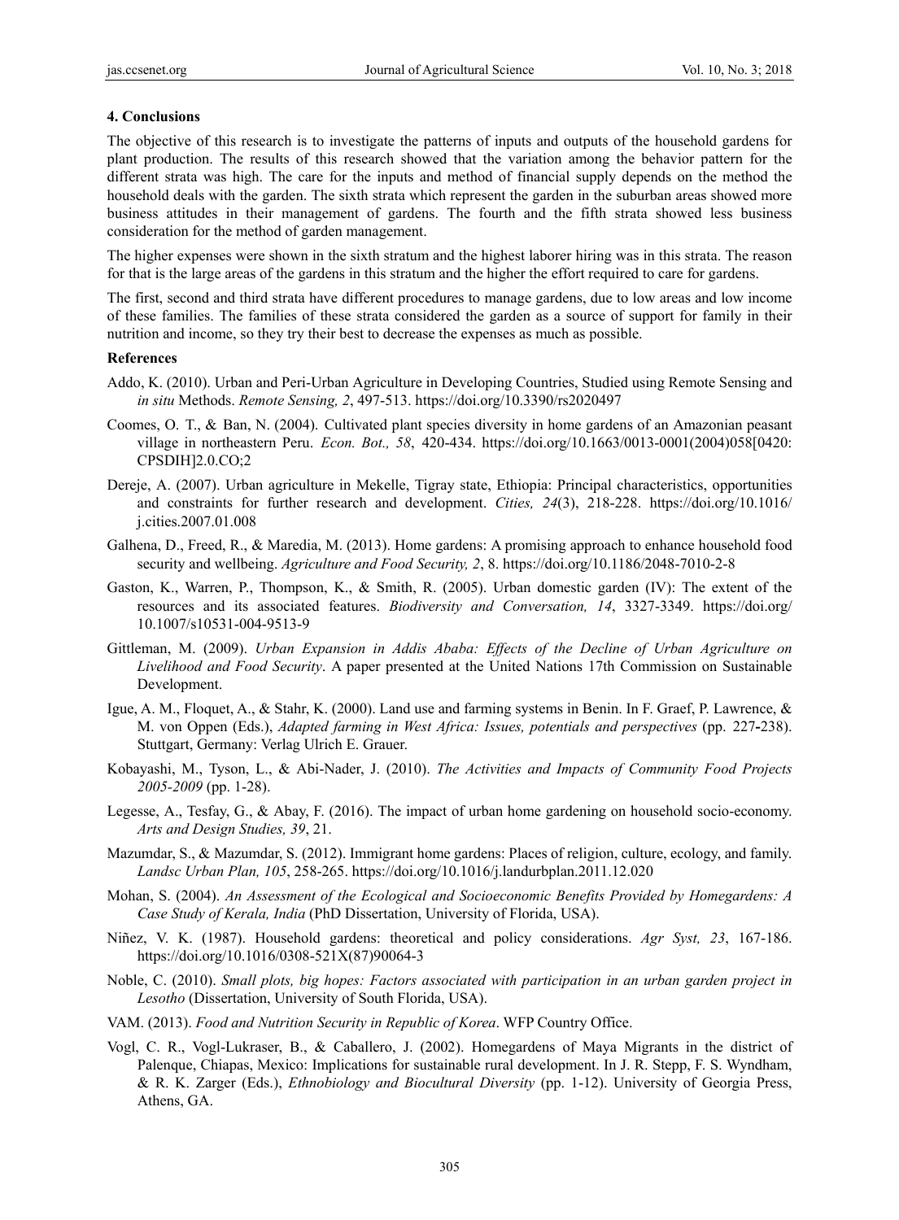## 4. Conclusions

The objective of this research is to investigate the patterns of inputs and outputs of the household gardens for plant production. The results of this research showed that the variation among the behavior pattern for the different strata was high. The care for the inputs and method of financial supply depends on the method the household deals with the garden. The sixth strata which represent the garden in the suburban areas showed more business attitudes in their management of gardens. The fourth and the fifth strata showed less business consideration for the method of garden management.

The higher expenses were shown in the sixth stratum and the highest laborer hiring was in this strata. The reason for that is the large areas of the gardens in this stratum and the higher the effort required to care for gardens.

The first, second and third strata have different procedures to manage gardens, due to low areas and low income of these families. The families of these strata considered the garden as a source of support for family in their nutrition and income, so they try their best to decrease the expenses as much as possible.

## References

Addo, K. (2010). Urban and Peri-Urban Agriculture in Developing Countries, Studied using Remote Sensing and *in situ* Methods. *Remote Sensing, 2*, 497-513. https://doi.org/10.3390/rs2020497

Coomes, O. T., & Ban, N. (2004). Cultivated plant species diversity in home gardens of an Amazonian peasant village in northeastern Peru. *Econ. Bot., 58*, 420-434. https://doi.org/10.1663/0013-0001(2004)058[0420:CPSDIH]2.0.CO;2

Dereje, A. (2007). Urban agriculture in Mekelle, Tigray state, Ethiopia: Principal characteristics, opportunities and constraints for further research and development. *Cities, 24*(3), 218-228. https://doi.org/10.1016/j.cities.2007.01.008

Galhena, D., Freed, R., & Maredia, M. (2013). Home gardens: A promising approach to enhance household food security and wellbeing. *Agriculture and Food Security, 2*, 8. https://doi.org/10.1186/2048-7010-2-8

Gaston, K., Warren, P., Thompson, K., & Smith, R. (2005). Urban domestic garden (IV): The extent of the resources and its associated features. *Biodiversity and Conversation, 14*, 3327-3349. https://doi.org/10.1007/s10531-004-9513-9

Gittleman, M. (2009). *Urban Expansion in Addis Ababa: Effects of the Decline of Urban Agriculture on Livelihood and Food Security*. A paper presented at the United Nations 17th Commission on Sustainable Development.

Igue, A. M., Floquet, A., & Stahr, K. (2000). Land use and farming systems in Benin. In F. Graef, P. Lawrence, & M. von Oppen (Eds.), *Adapted farming in West Africa: Issues, potentials and perspectives* (pp. 227-238). Stuttgart, Germany: Verlag Ulrich E. Grauer.

Kobayashi, M., Tyson, L., & Abi-Nader, J. (2010). *The Activities and Impacts of Community Food Projects 2005-2009* (pp. 1-28).

Legesse, A., Tesfay, G., & Abay, F. (2016). The impact of urban home gardening on household socio-economy. *Arts and Design Studies, 39*, 21.

Mazumdar, S., & Mazumdar, S. (2012). Immigrant home gardens: Places of religion, culture, ecology, and family. *Landsc Urban Plan, 105*, 258-265. https://doi.org/10.1016/j.landurbplan.2011.12.020

Mohan, S. (2004). *An Assessment of the Ecological and Socioeconomic Benefits Provided by Homegardens: A Case Study of Kerala, India* (PhD Dissertation, University of Florida, USA).

Niñez, V. K. (1987). Household gardens: theoretical and policy considerations. *Agr Syst, 23*, 167-186. https://doi.org/10.1016/0308-521X(87)90064-3

Noble, C. (2010). *Small plots, big hopes: Factors associated with participation in an urban garden project in Lesotho* (Dissertation, University of South Florida, USA).

VAM. (2013). *Food and Nutrition Security in Republic of Korea*. WFP Country Office.

Vogl, C. R., Vogl-Lukraser, B., & Caballero, J. (2002). Homegardens of Maya Migrants in the district of Palenque, Chiapas, Mexico: Implications for sustainable rural development. In J. R. Stepp, F. S. Wyndham, & R. K. Zarger (Eds.), *Ethnobiology and Biocultural Diversity* (pp. 1-12). University of Georgia Press, Athens, GA.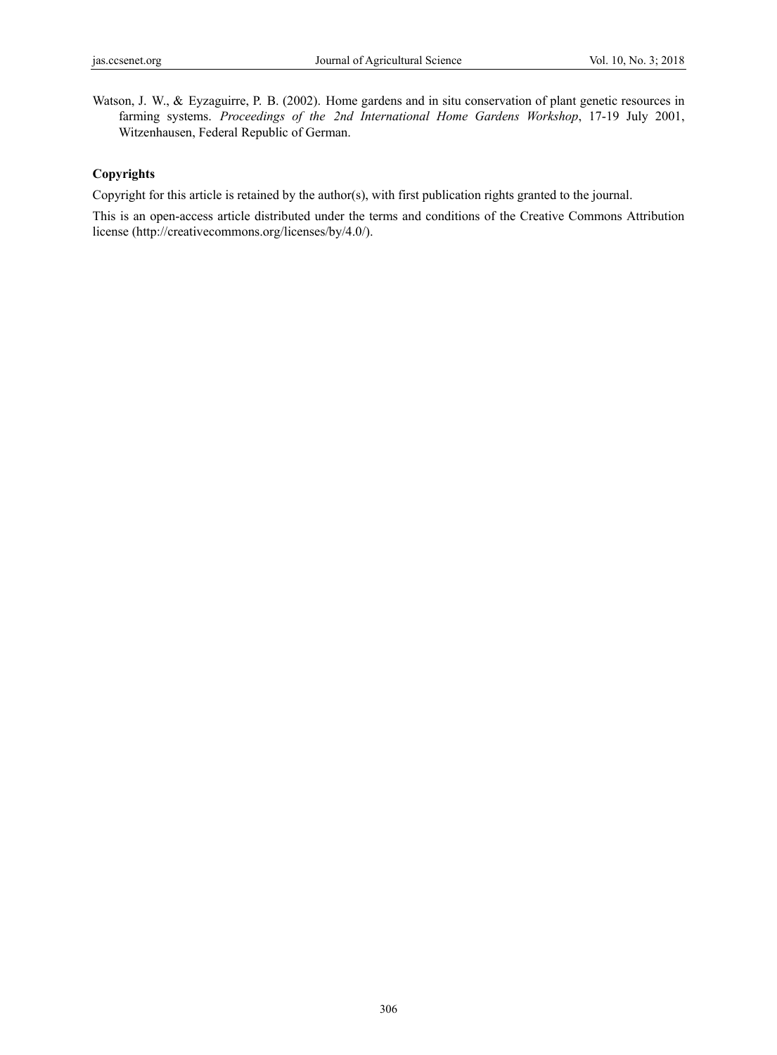Watson, J. W., & Eyzaguirre, P. B. (2002). Home gardens and in situ conservation of plant genetic resources in farming systems. *Proceedings of the 2nd International Home Gardens Workshop*, 17-19 July 2001, Witzenhausen, Federal Republic of German.

## Copyrights

Copyright for this article is retained by the author(s), with first publication rights granted to the journal.

This is an open-access article distributed under the terms and conditions of the Creative Commons Attribution license (http://creativecommons.org/licenses/by/4.0/).